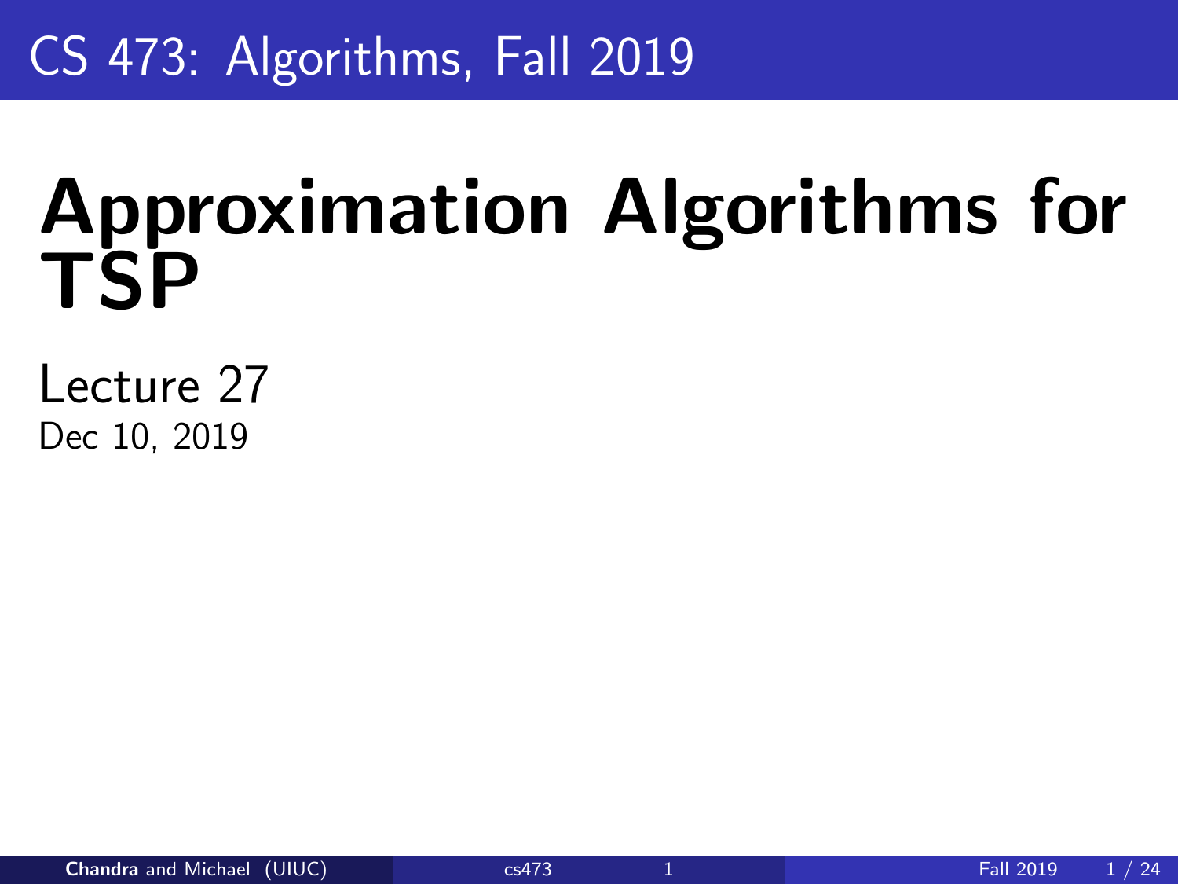CS 473: Algorithms, Fall 2019

# Approximation Algorithms for TSP

Lecture 27

Dec 10, 2019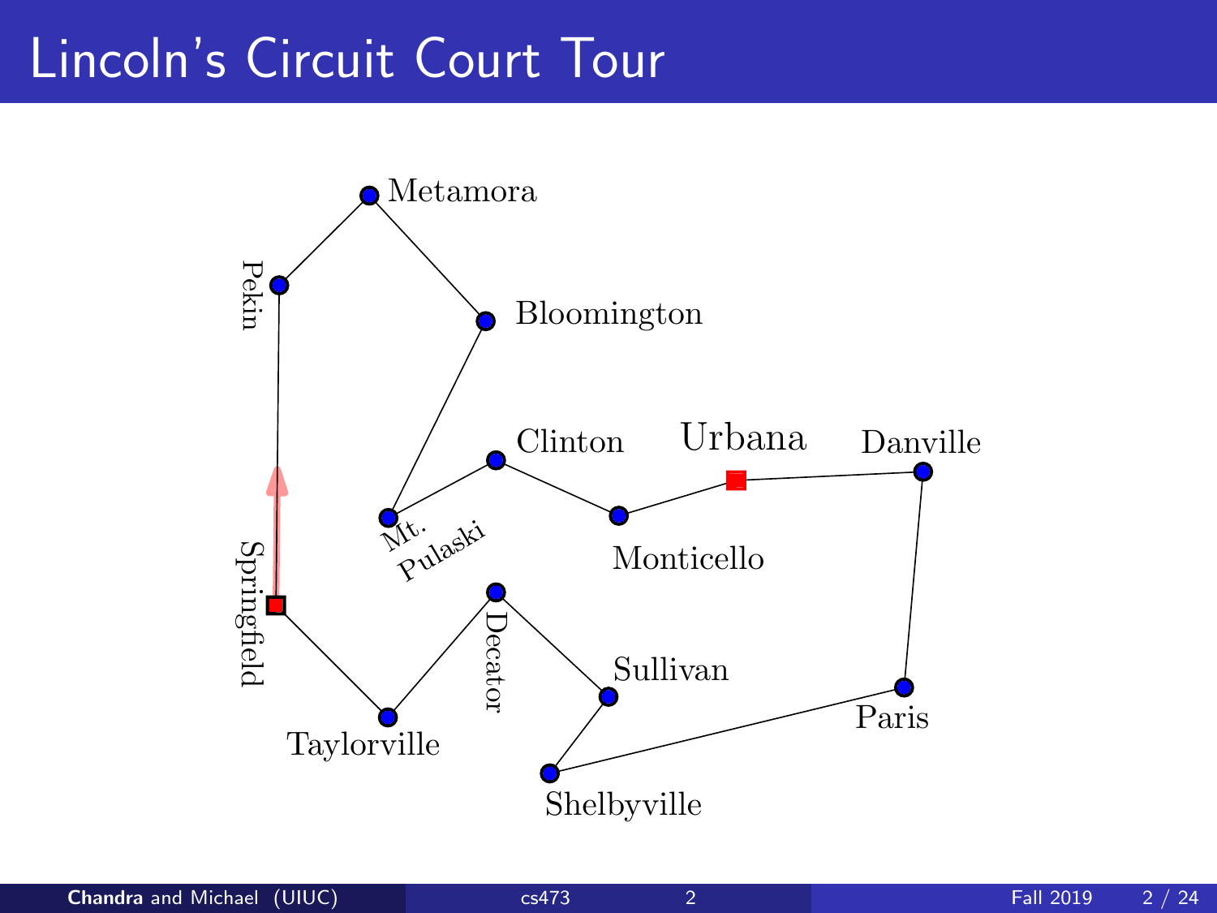# Lincoln's Circuit Court Tour

Metamora

Pekin

Bloomington

Clinton

Urbana

Danville

Mt. Pulaski

Monticello

Springfield

Decator

Sullivan

Paris

Taylorville

Shelbyville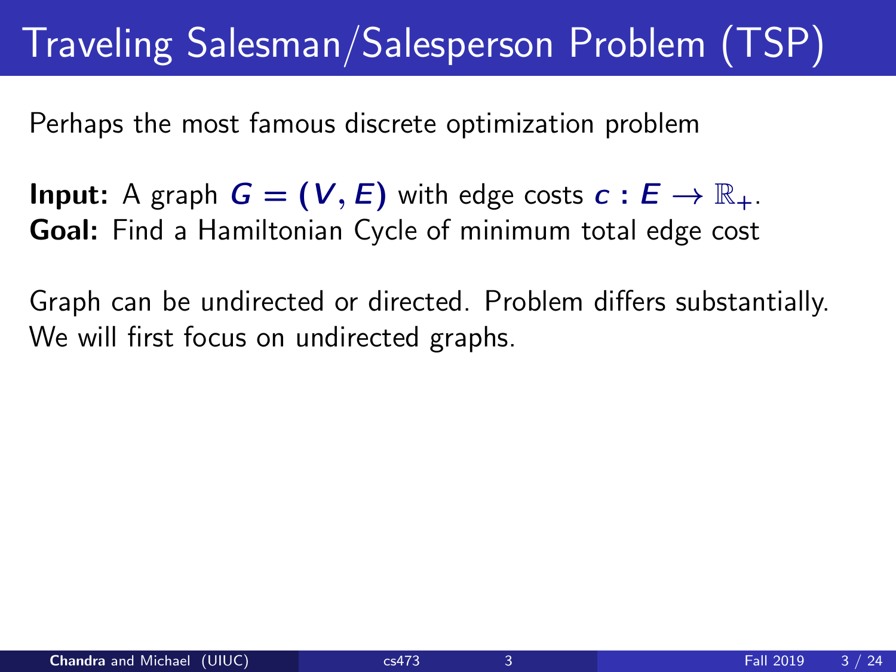# Traveling Salesman/Salesperson Problem (TSP)

Perhaps the most famous discrete optimization problem

**Input:** A graph $G = (V, E)$ with edge costs $c : E \rightarrow \mathbb{R}_+$.
**Goal:** Find a Hamiltonian Cycle of minimum total edge cost

Graph can be undirected or directed. Problem differs substantially. We will first focus on undirected graphs.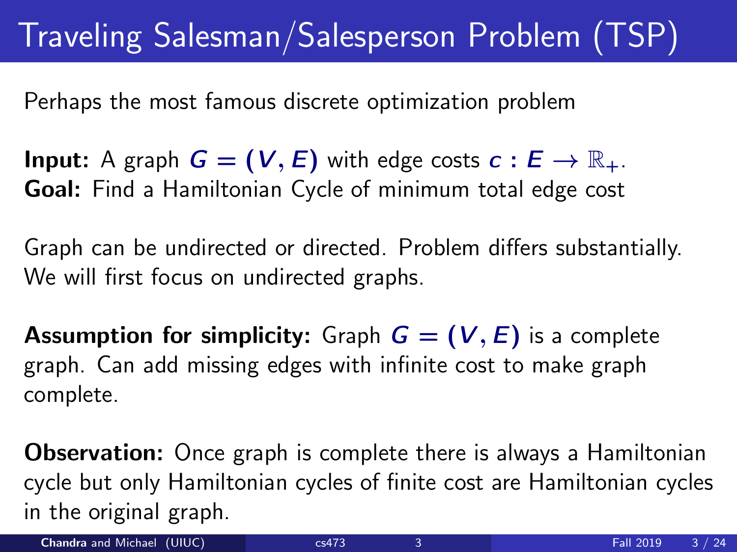# Traveling Salesman/Salesperson Problem (TSP)

Perhaps the most famous discrete optimization problem

**Input:** A graph $G = (V, E)$ with edge costs $c : E \rightarrow \mathbb{R}_+$.
**Goal:** Find a Hamiltonian Cycle of minimum total edge cost

Graph can be undirected or directed. Problem differs substantially. We will first focus on undirected graphs.

**Assumption for simplicity:** Graph $G = (V, E)$ is a complete graph. Can add missing edges with infinite cost to make graph complete.

**Observation:** Once graph is complete there is always a Hamiltonian cycle but only Hamiltonian cycles of finite cost are Hamiltonian cycles in the original graph.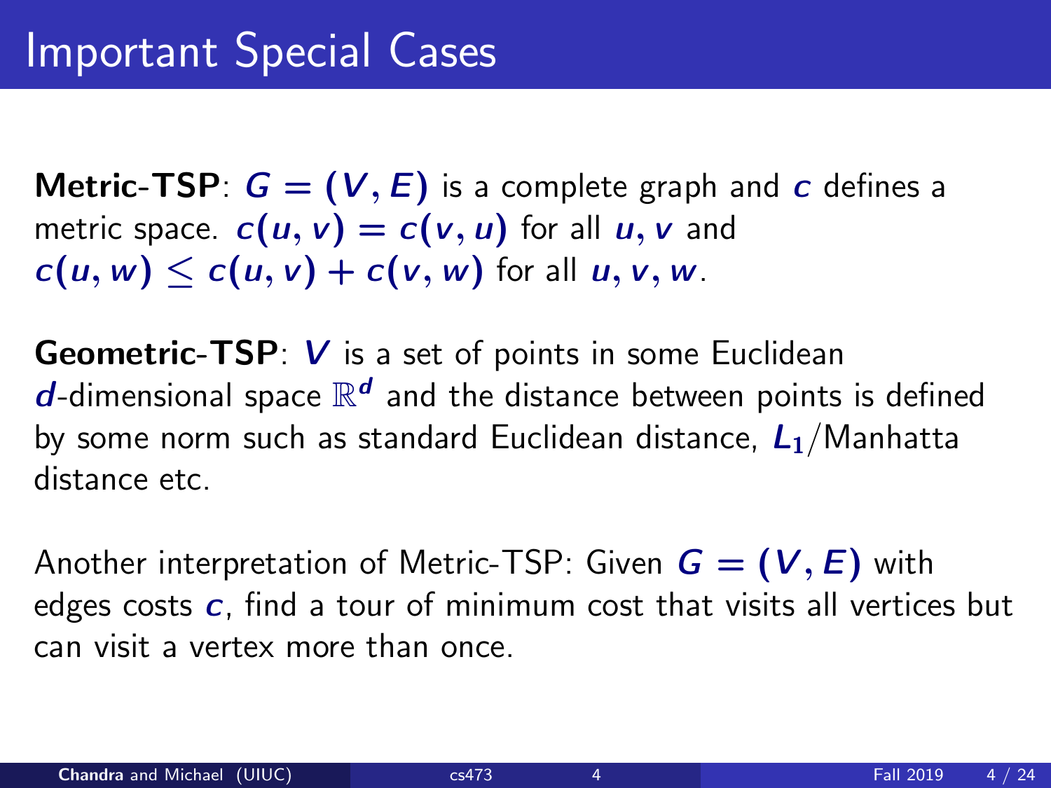# Important Special Cases

**Metric-TSP**: $G = (V, E)$ is a complete graph and $c$ defines a metric space. $c(u, v) = c(v, u)$ for all $u, v$ and $c(u, w) \leq c(u, v) + c(v, w)$ for all $u, v, w$.

**Geometric-TSP**: $V$ is a set of points in some Euclidean $d$-dimensional space $\mathbb{R}^d$ and the distance between points is defined by some norm such as standard Euclidean distance, $L_1$/Manhatta distance etc.

Another interpretation of Metric-TSP: Given $G = (V, E)$ with edges costs $c$, find a tour of minimum cost that visits all vertices but can visit a vertex more than once.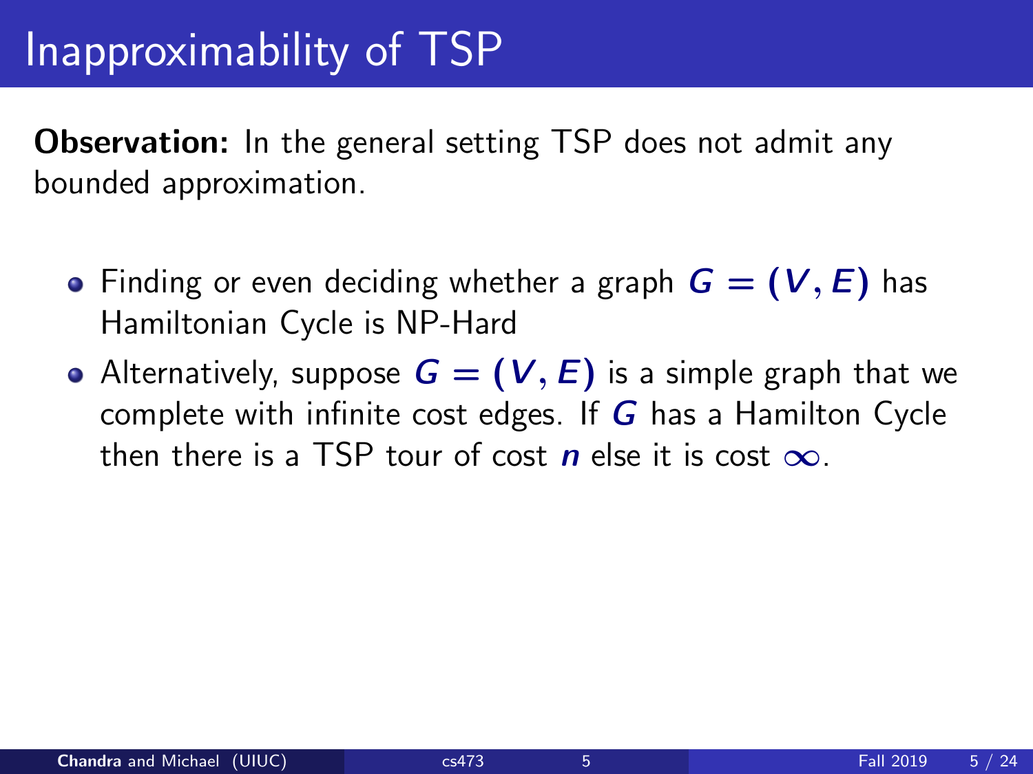# Inapproximability of TSP

**Observation:** In the general setting TSP does not admit any bounded approximation.

- Finding or even deciding whether a graph $G = (V, E)$ has Hamiltonian Cycle is NP-Hard
- Alternatively, suppose $G = (V, E)$ is a simple graph that we complete with infinite cost edges. If $G$ has a Hamilton Cycle then there is a TSP tour of cost $n$ else it is cost $\infty$.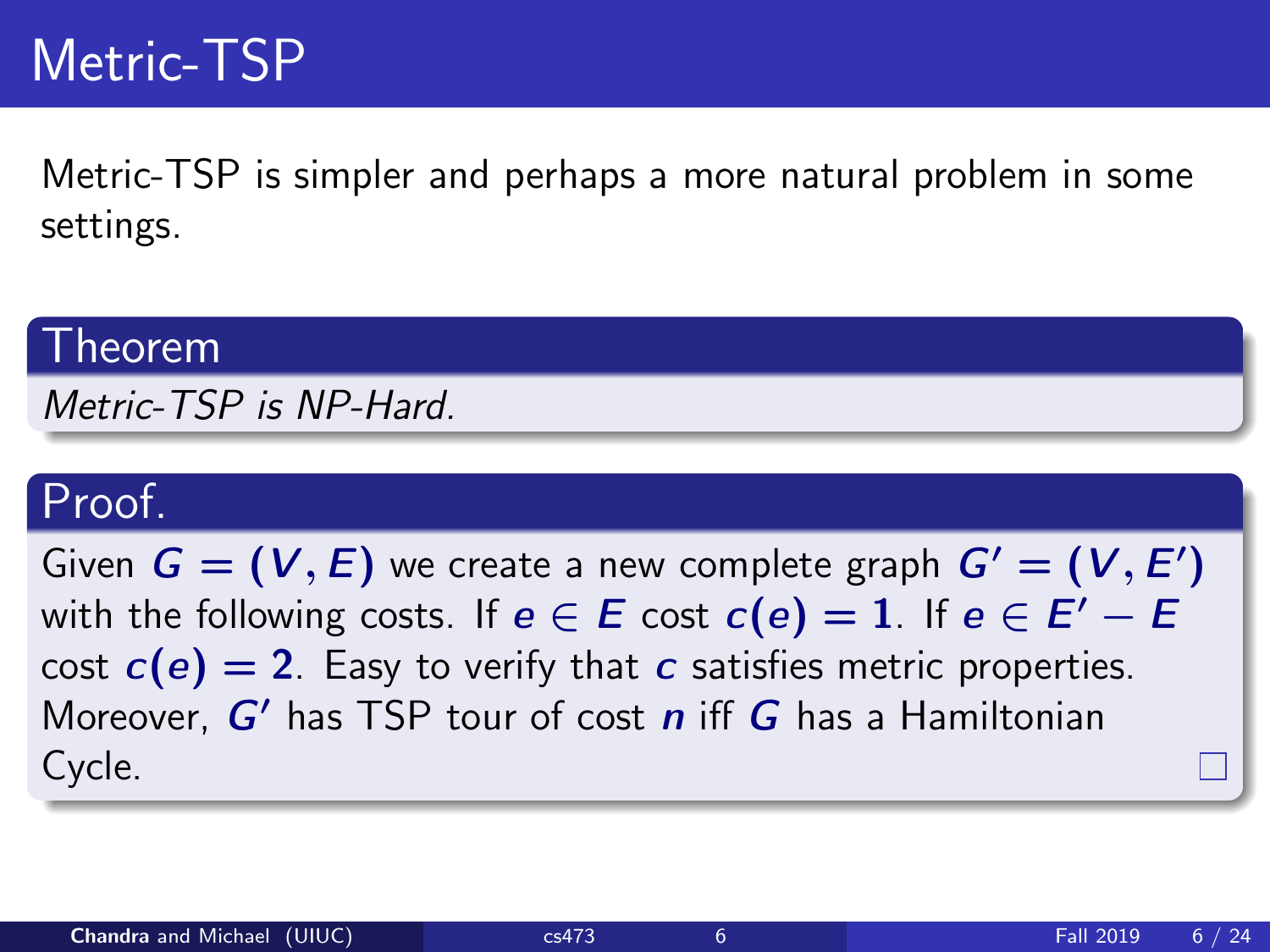# Metric-TSP

Metric-TSP is simpler and perhaps a more natural problem in some settings.

**Theorem**

*Metric-TSP is NP-Hard.*

**Proof.**

Given $G = (V, E)$ we create a new complete graph $G' = (V, E')$ with the following costs. If $e \in E$ cost $c(e) = 1$. If $e \in E' - E$ cost $c(e) = 2$. Easy to verify that $c$ satisfies metric properties. Moreover, $G'$ has TSP tour of cost $n$ iff $G$ has a Hamiltonian Cycle. □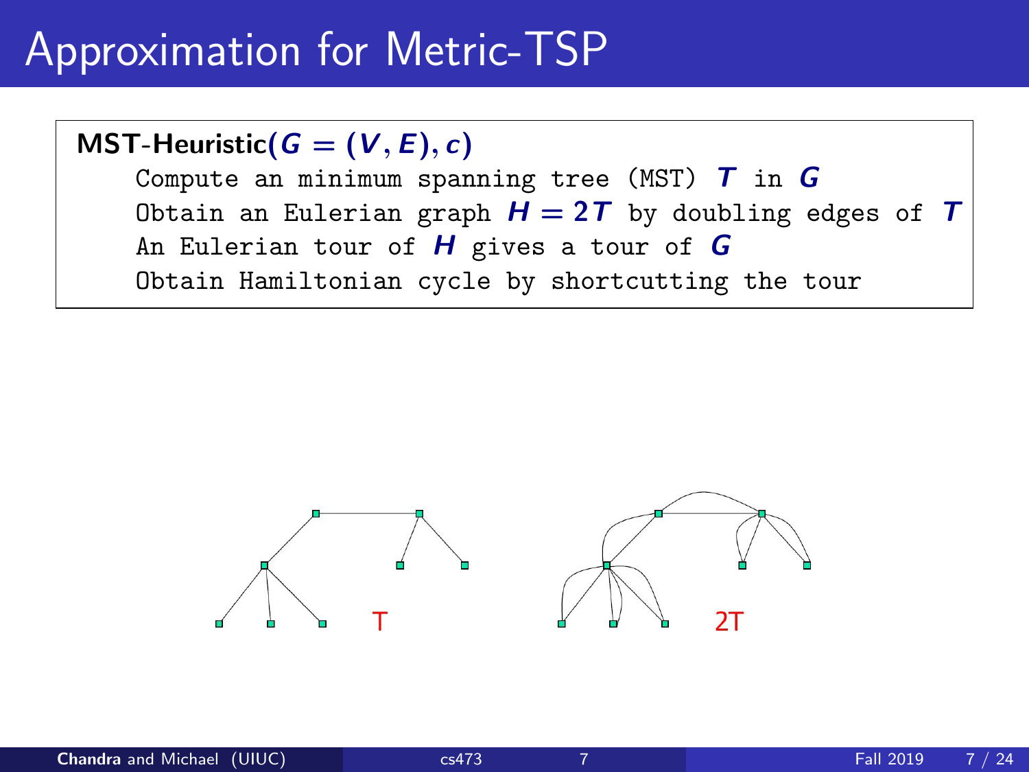# Approximation for Metric-TSP

**MST-Heuristic**$(G = (V, E), c)$

```
Compute an minimum spanning tree (MST) T in G
Obtain an Eulerian graph H = 2T by doubling edges of T
An Eulerian tour of H gives a tour of G
Obtain Hamiltonian cycle by shortcutting the tour
```

T

2T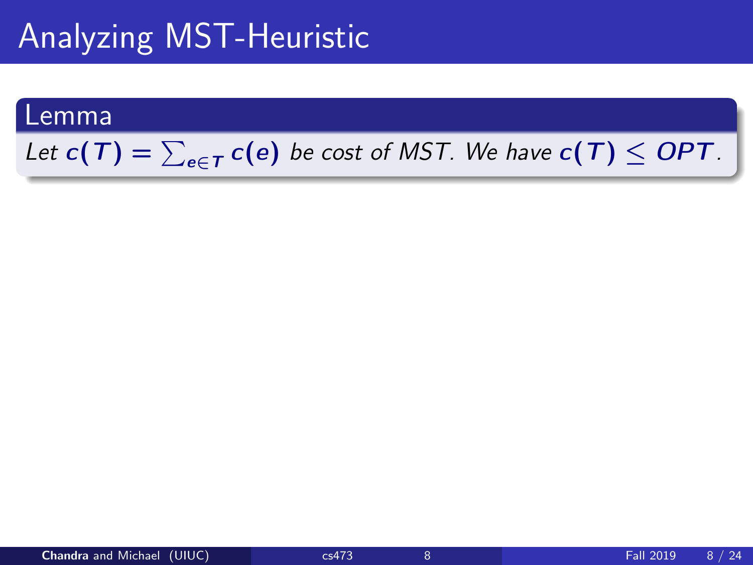# Analyzing MST-Heuristic

**Lemma**

*Let $c(T) = \sum_{e \in T} c(e)$ be cost of MST. We have $c(T) \leq OPT$.*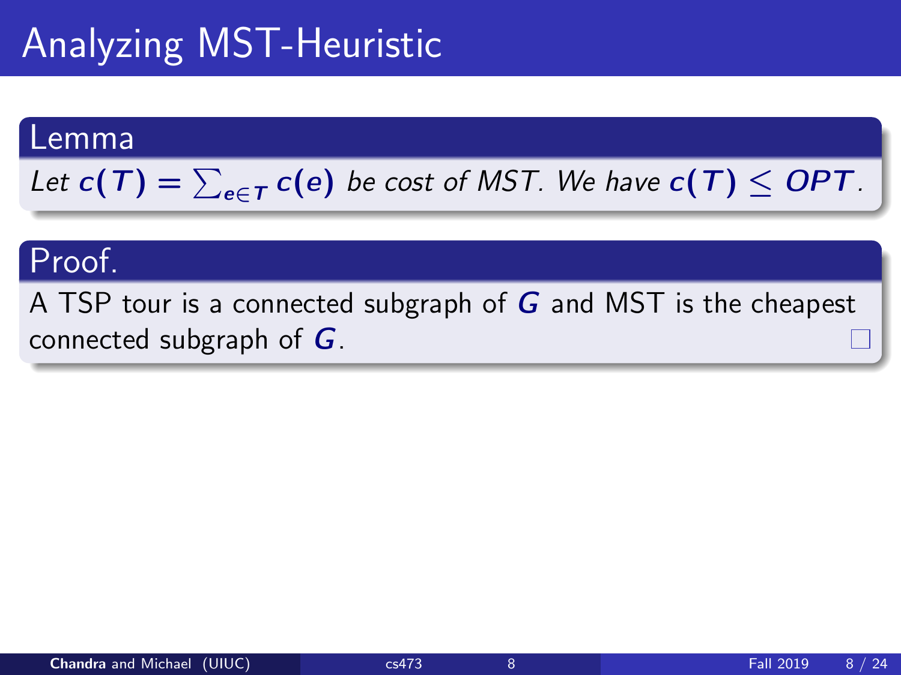# Analyzing MST-Heuristic

**Lemma**

*Let* $c(T) = \sum_{e \in T} c(e)$ *be cost of MST. We have* $c(T) \leq OPT$.

**Proof.**

A TSP tour is a connected subgraph of $G$ and MST is the cheapest connected subgraph of $G$. □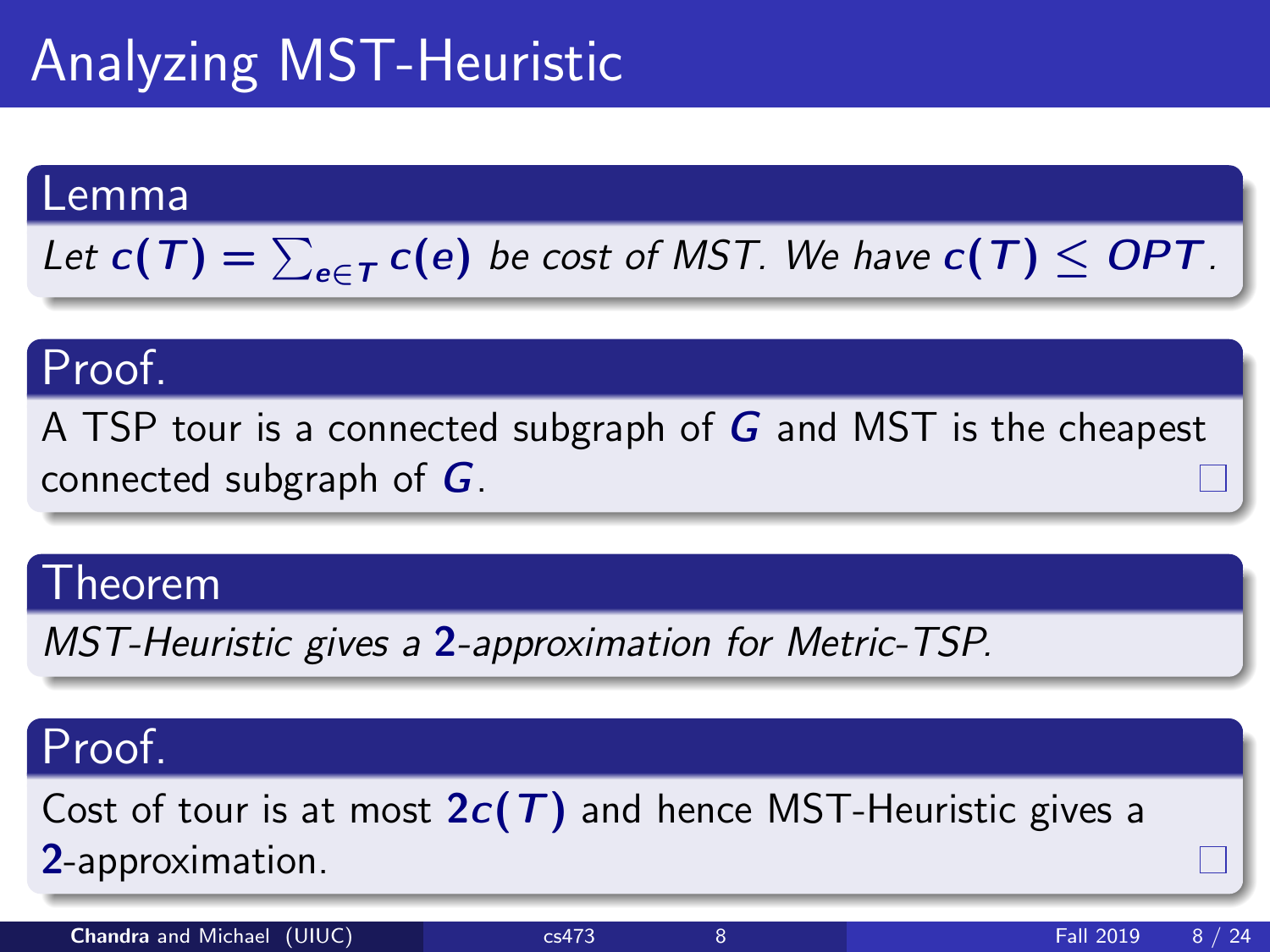# Analyzing MST-Heuristic

**Lemma**

*Let $c(T) = \sum_{e \in T} c(e)$ be cost of MST. We have $c(T) \leq OPT$.*

**Proof.**

A TSP tour is a connected subgraph of $G$ and MST is the cheapest connected subgraph of $G$. □

**Theorem**

*MST-Heuristic gives a $2$-approximation for Metric-TSP.*

**Proof.**

Cost of tour is at most $2c(T)$ and hence MST-Heuristic gives a $2$-approximation. □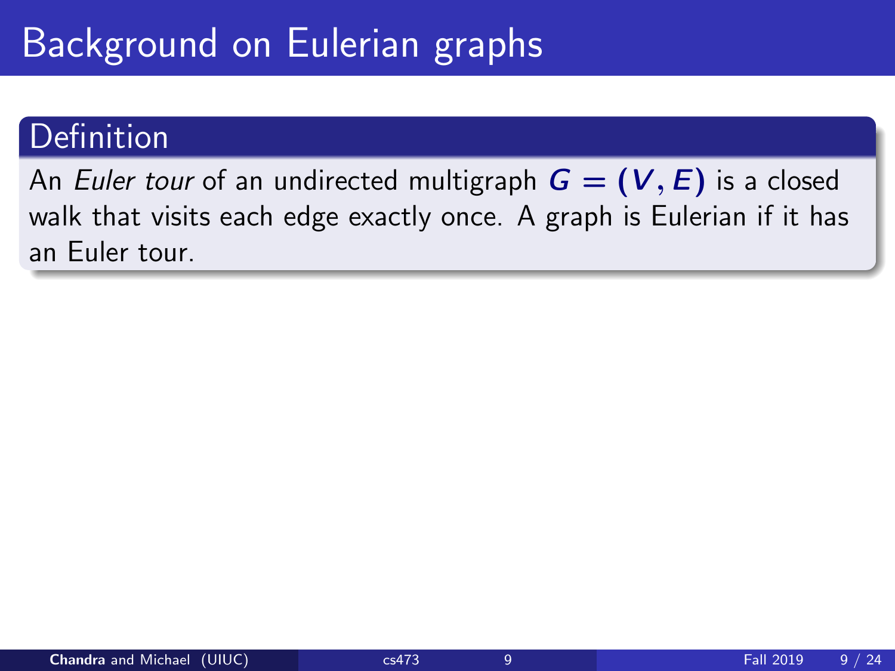# Background on Eulerian graphs

**Definition**

An *Euler tour* of an undirected multigraph $G = (V, E)$ is a closed walk that visits each edge exactly once. A graph is Eulerian if it has an Euler tour.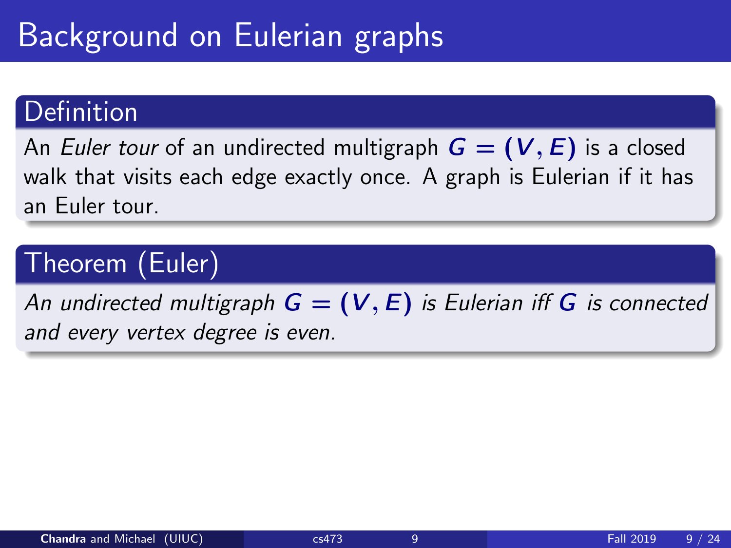# Background on Eulerian graphs

**Definition**

An *Euler tour* of an undirected multigraph $G = (V, E)$ is a closed walk that visits each edge exactly once. A graph is Eulerian if it has an Euler tour.

**Theorem (Euler)**

*An undirected multigraph $G = (V, E)$ is Eulerian iff $G$ is connected and every vertex degree is even.*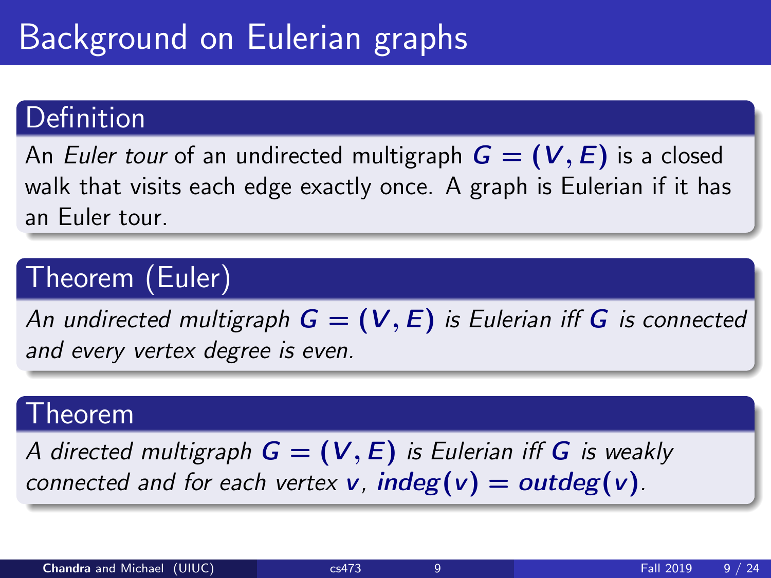# Background on Eulerian graphs

## Definition

An *Euler tour* of an undirected multigraph $G = (V, E)$ is a closed walk that visits each edge exactly once. A graph is Eulerian if it has an Euler tour.

## Theorem (Euler)

*An undirected multigraph $G = (V, E)$ is Eulerian iff $G$ is connected and every vertex degree is even.*

## Theorem

*A directed multigraph $G = (V, E)$ is Eulerian iff $G$ is weakly connected and for each vertex $v$, $indeg(v) = outdeg(v)$.*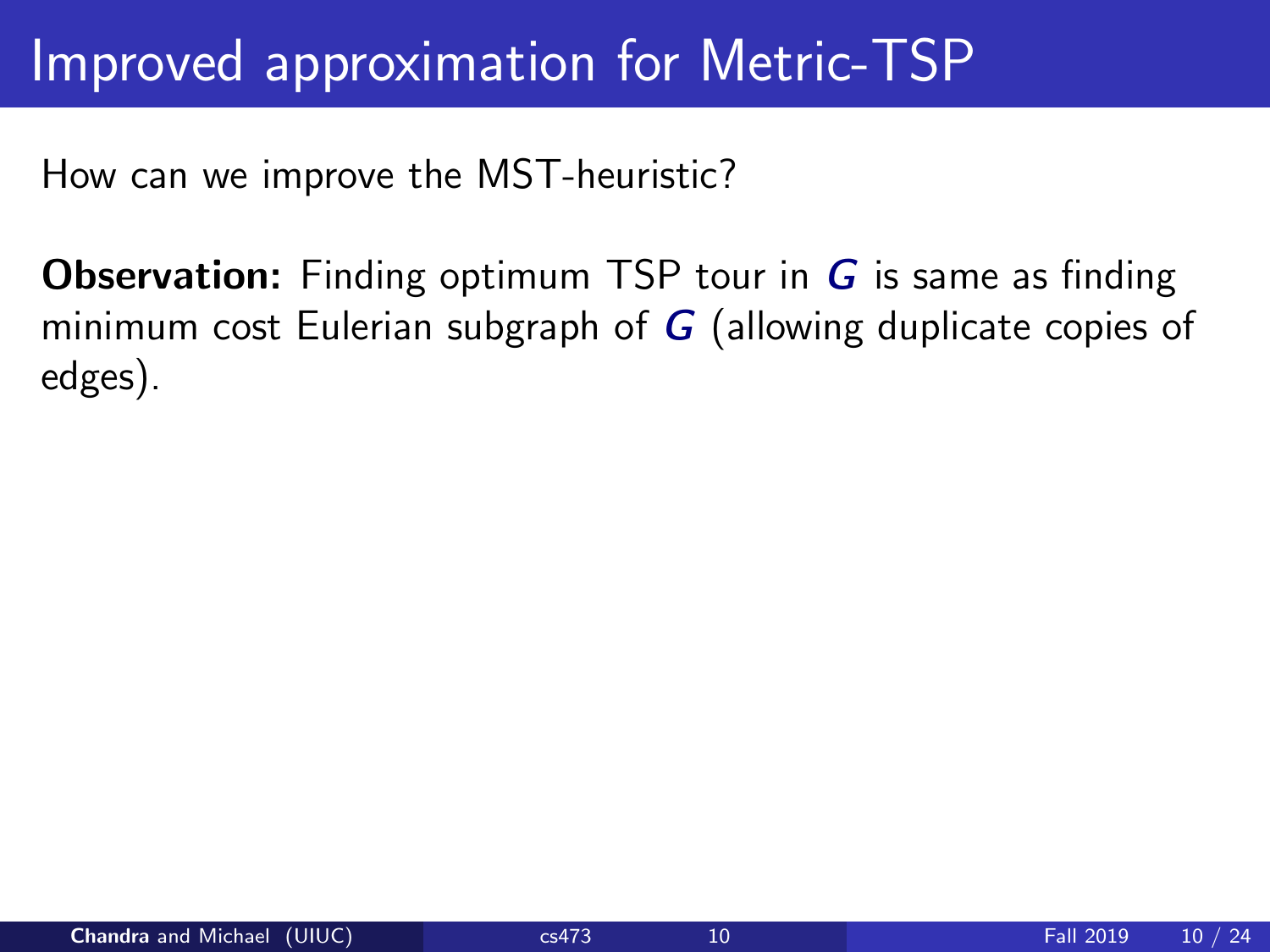# Improved approximation for Metric-TSP

How can we improve the MST-heuristic?

**Observation:** Finding optimum TSP tour in $G$ is same as finding minimum cost Eulerian subgraph of $G$ (allowing duplicate copies of edges).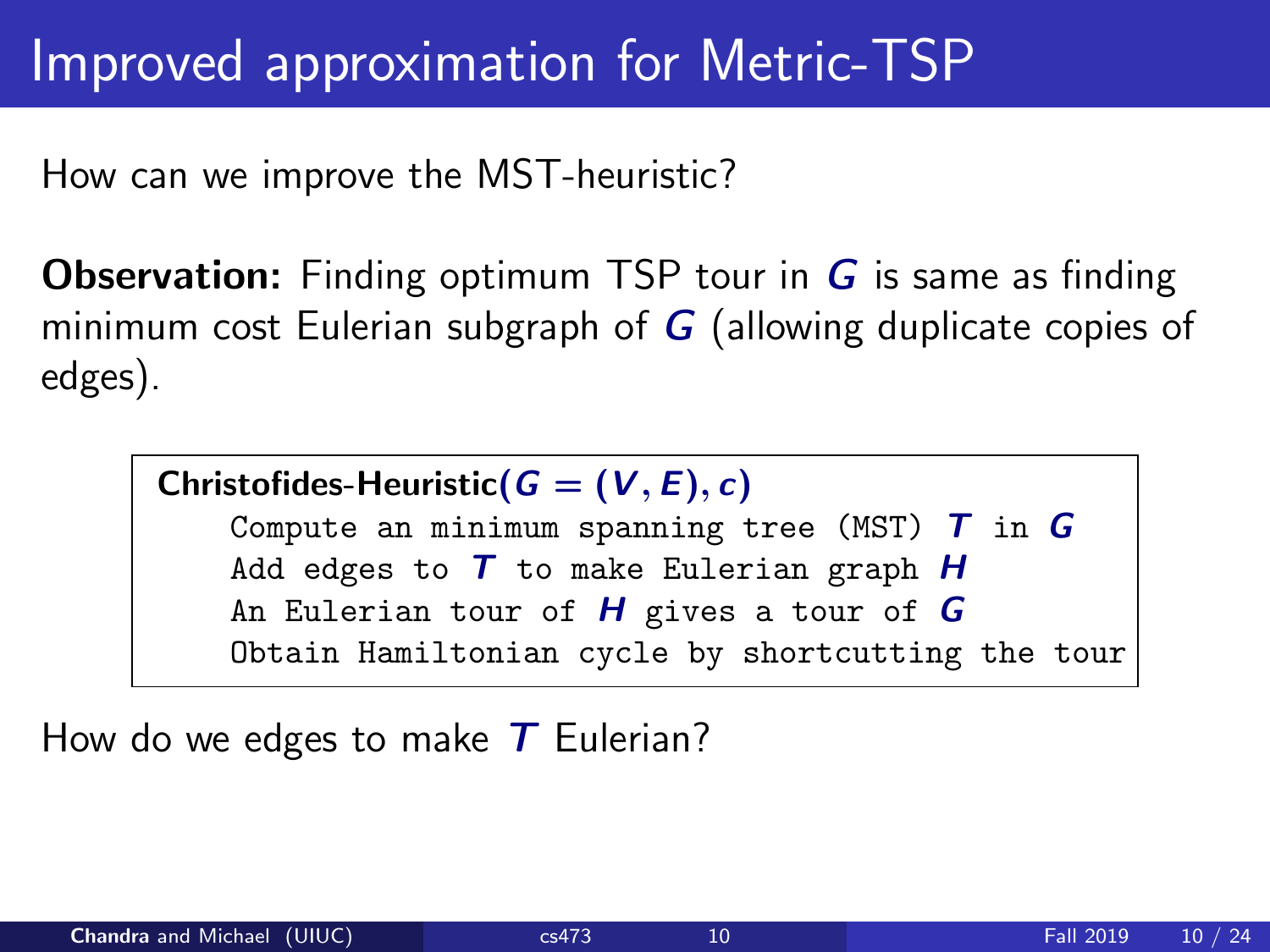# Improved approximation for Metric-TSP

How can we improve the MST-heuristic?

**Observation:** Finding optimum TSP tour in $G$ is same as finding minimum cost Eulerian subgraph of $G$ (allowing duplicate copies of edges).

**Christofides-Heuristic**($G = (V, E), c$)

```
Compute an minimum spanning tree (MST) T in G
Add edges to T to make Eulerian graph H
An Eulerian tour of H gives a tour of G
Obtain Hamiltonian cycle by shortcutting the tour
```

How do we edges to make $T$ Eulerian?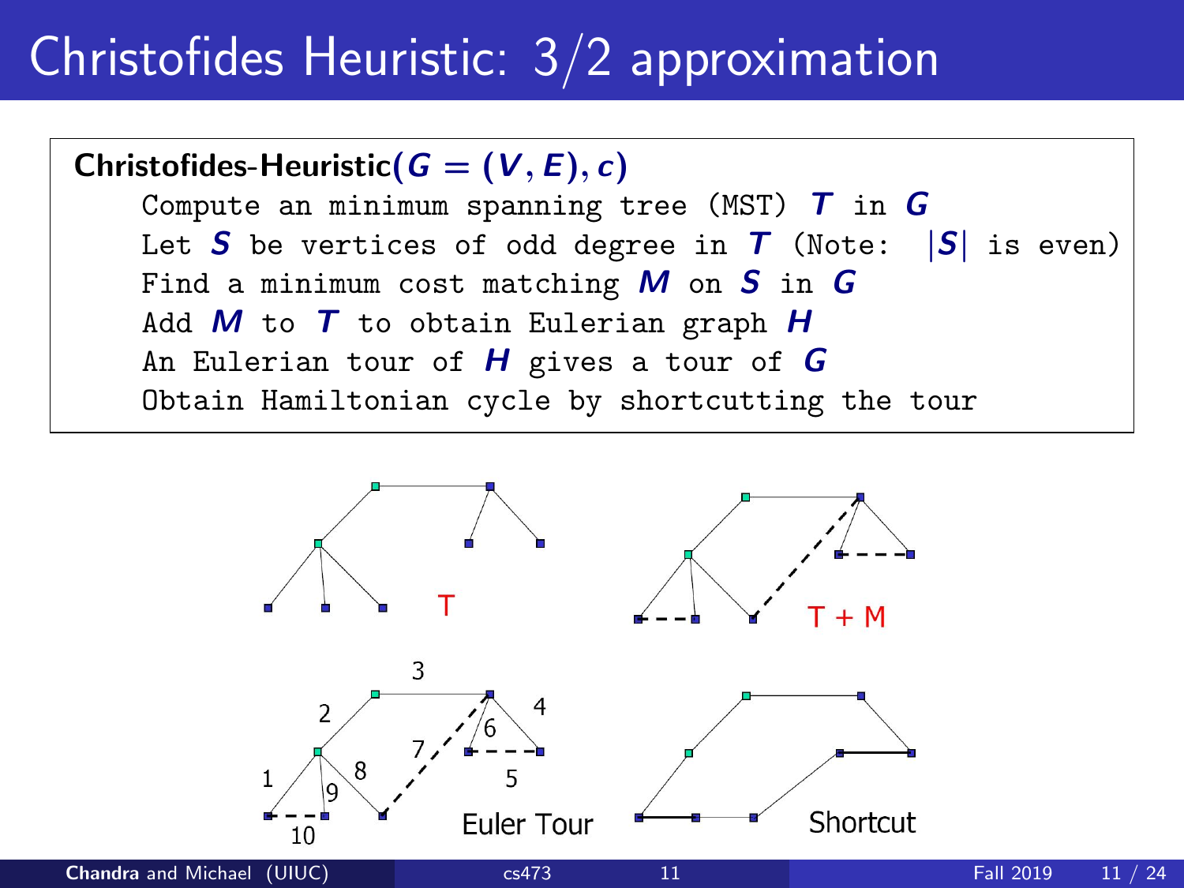# Christofides Heuristic: 3/2 approximation

**Christofides-Heuristic**($G = (V, E), c$)

```
Compute an minimum spanning tree (MST) T in G
Let S be vertices of odd degree in T (Note: |S| is even)
Find a minimum cost matching M on S in G
Add M to T to obtain Eulerian graph H
An Eulerian tour of H gives a tour of G
Obtain Hamiltonian cycle by shortcutting the tour
```

T

T + M

Euler Tour

Shortcut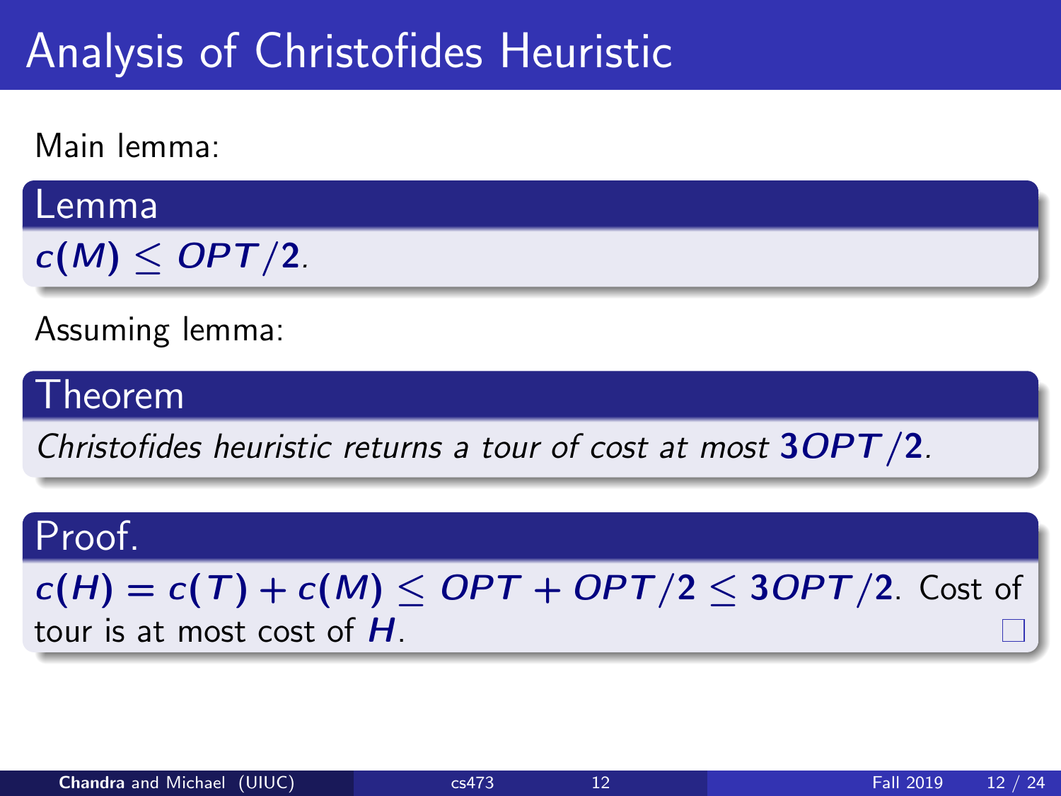# Analysis of Christofides Heuristic

Main lemma:

**Lemma**

$c(M) \leq OPT/2$.

Assuming lemma:

**Theorem**

*Christofides heuristic returns a tour of cost at most* $3OPT/2$.

**Proof.**

$c(H) = c(T) + c(M) \leq OPT + OPT/2 \leq 3OPT/2$. Cost of tour is at most cost of $H$. □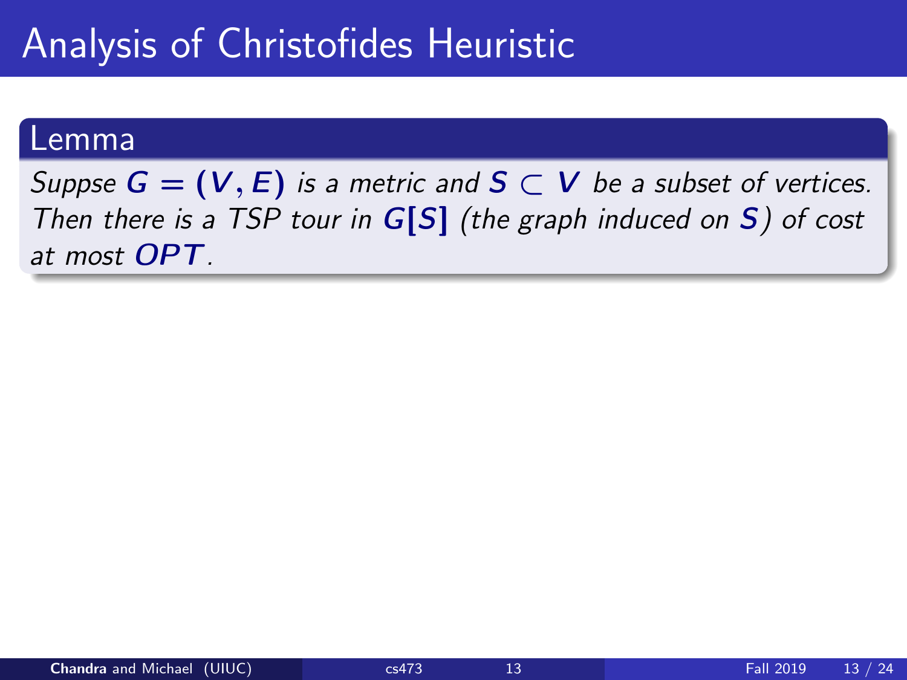# Analysis of Christofides Heuristic

**Lemma**

*Suppse $G = (V, E)$ is a metric and $S \subset V$ be a subset of vertices. Then there is a TSP tour in $G[S]$ (the graph induced on $S$) of cost at most $OPT$.*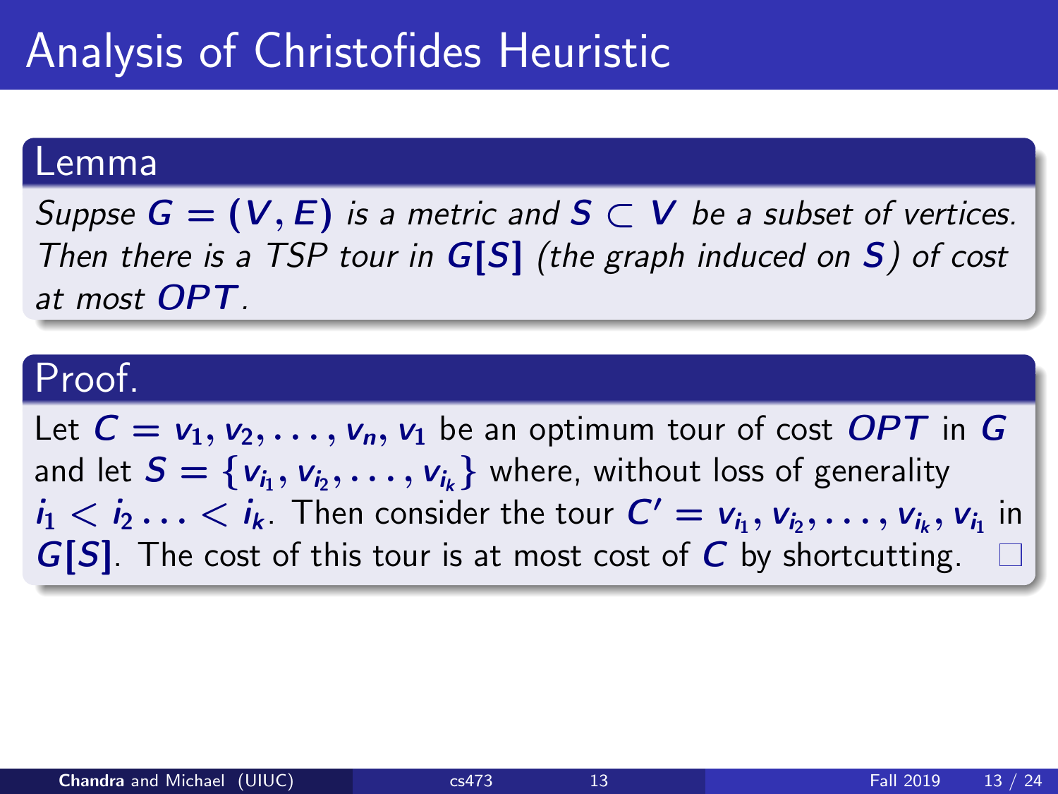# Analysis of Christofides Heuristic

## Lemma

*Suppse $G = (V, E)$ is a metric and $S \subset V$ be a subset of vertices. Then there is a TSP tour in $G[S]$ (the graph induced on $S$) of cost at most $OPT$.*

## Proof.

Let $C = v_1, v_2, \ldots, v_n, v_1$ be an optimum tour of cost $OPT$ in $G$ and let $S = \{v_{i_1}, v_{i_2}, \ldots, v_{i_k}\}$ where, without loss of generality $i_1 < i_2 \ldots < i_k$. Then consider the tour $C' = v_{i_1}, v_{i_2}, \ldots, v_{i_k}, v_{i_1}$ in $G[S]$. The cost of this tour is at most cost of $C$ by shortcutting. □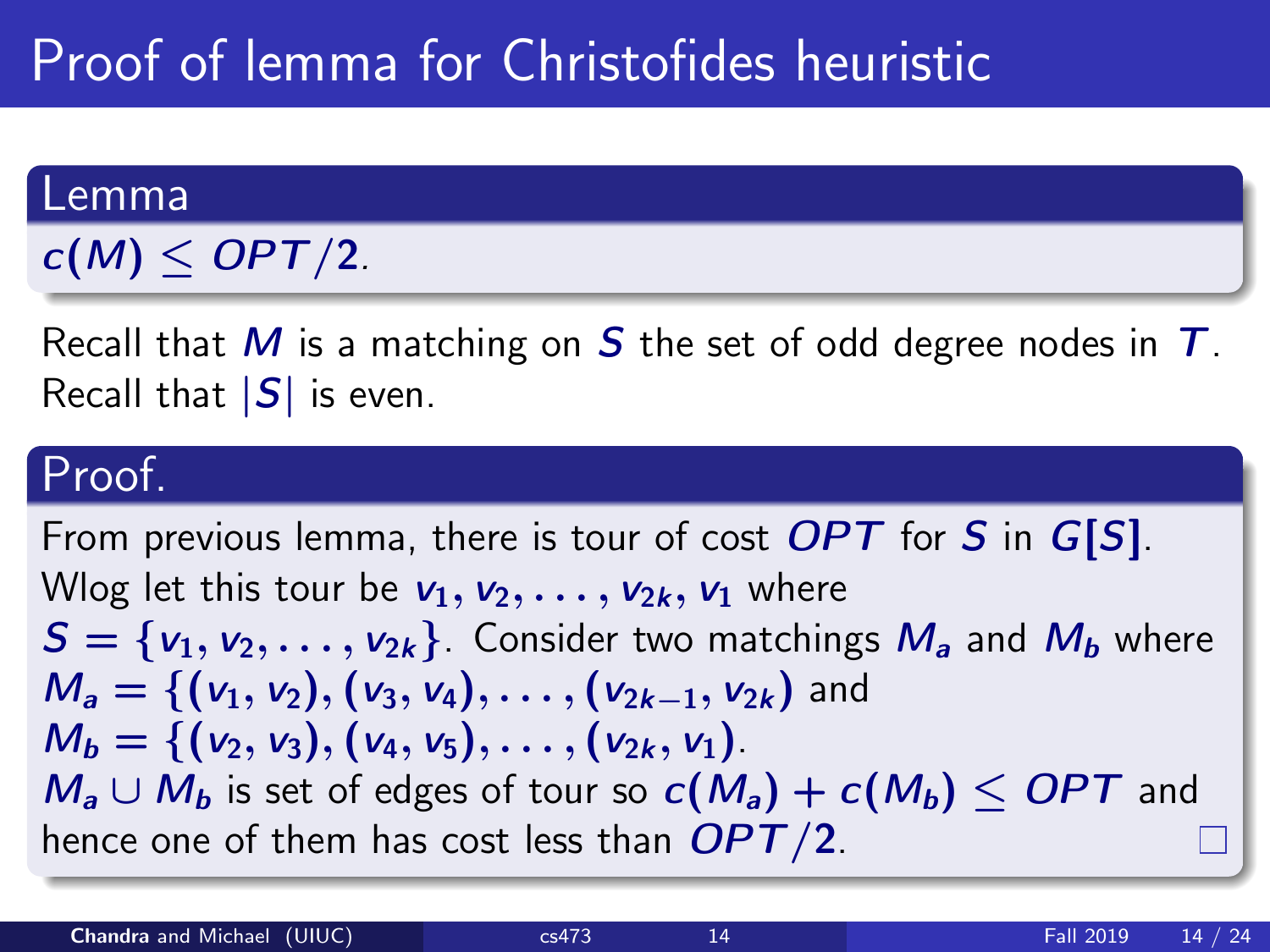# Proof of lemma for Christofides heuristic

### Lemma

$c(M) \leq OPT/2$.

Recall that $M$ is a matching on $S$ the set of odd degree nodes in $T$. Recall that $|S|$ is even.

### Proof.

From previous lemma, there is tour of cost $OPT$ for $S$ in $G[S]$. Wlog let this tour be $v_1, v_2, \ldots, v_{2k}, v_1$ where $S = \{v_1, v_2, \ldots, v_{2k}\}$. Consider two matchings $M_a$ and $M_b$ where $M_a = \{(v_1, v_2), (v_3, v_4), \ldots, (v_{2k-1}, v_{2k})$ and $M_b = \{(v_2, v_3), (v_4, v_5), \ldots, (v_{2k}, v_1)$.
$M_a \cup M_b$ is set of edges of tour so $c(M_a) + c(M_b) \leq OPT$ and hence one of them has cost less than $OPT/2$. □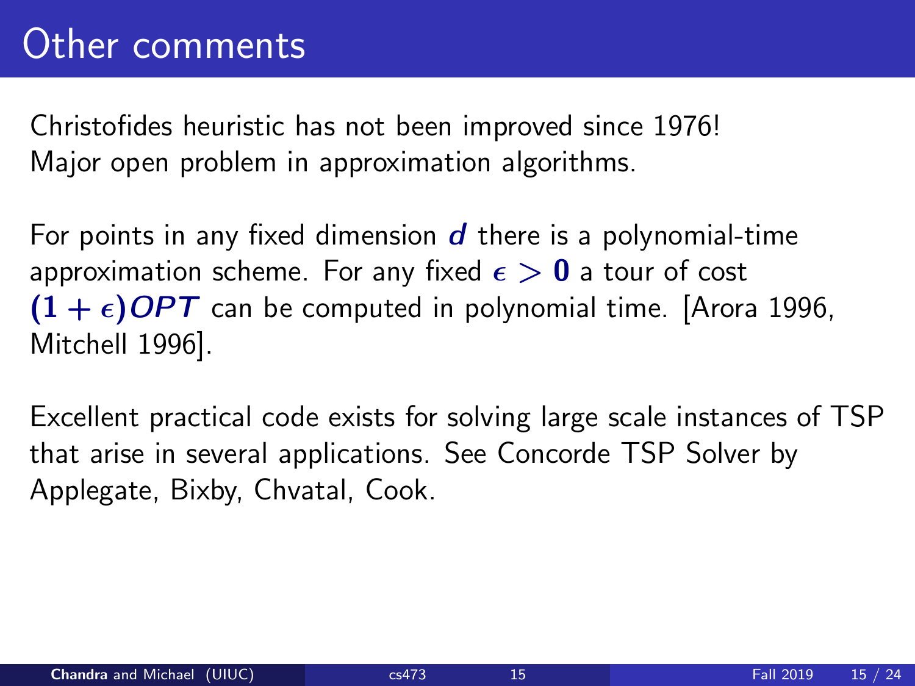# Other comments

Christofides heuristic has not been improved since 1976!
Major open problem in approximation algorithms.

For points in any fixed dimension $d$ there is a polynomial-time approximation scheme. For any fixed $\epsilon > 0$ a tour of cost $(1 + \epsilon)OPT$ can be computed in polynomial time. [Arora 1996, Mitchell 1996].

Excellent practical code exists for solving large scale instances of TSP that arise in several applications. See Concorde TSP Solver by Applegate, Bixby, Chvatal, Cook.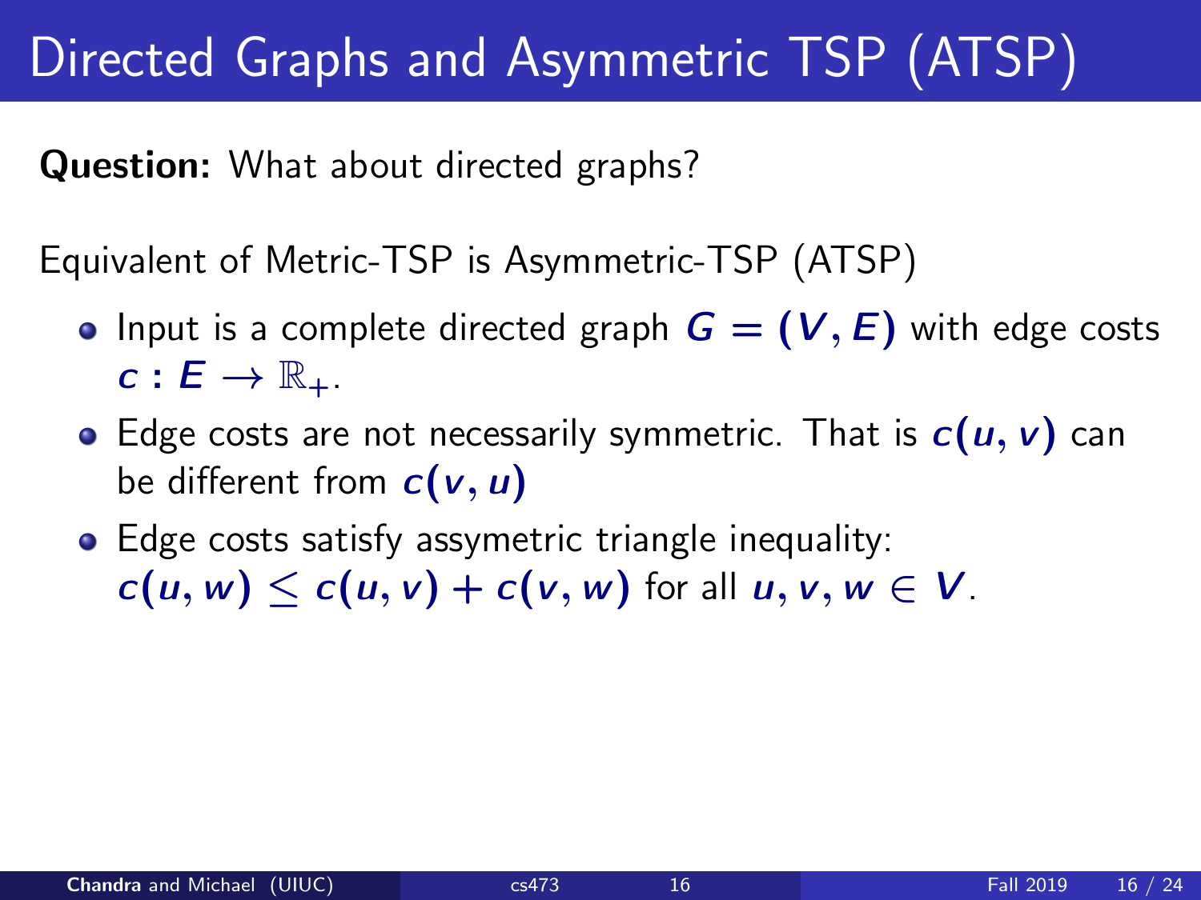# Directed Graphs and Asymmetric TSP (ATSP)

**Question:** What about directed graphs?

Equivalent of Metric-TSP is Asymmetric-TSP (ATSP)

- Input is a complete directed graph $G = (V, E)$ with edge costs $c : E \to \mathbb{R}_+$.
- Edge costs are not necessarily symmetric. That is $c(u, v)$ can be different from $c(v, u)$
- Edge costs satisfy assymetric triangle inequality: $c(u, w) \leq c(u, v) + c(v, w)$ for all $u, v, w \in V$.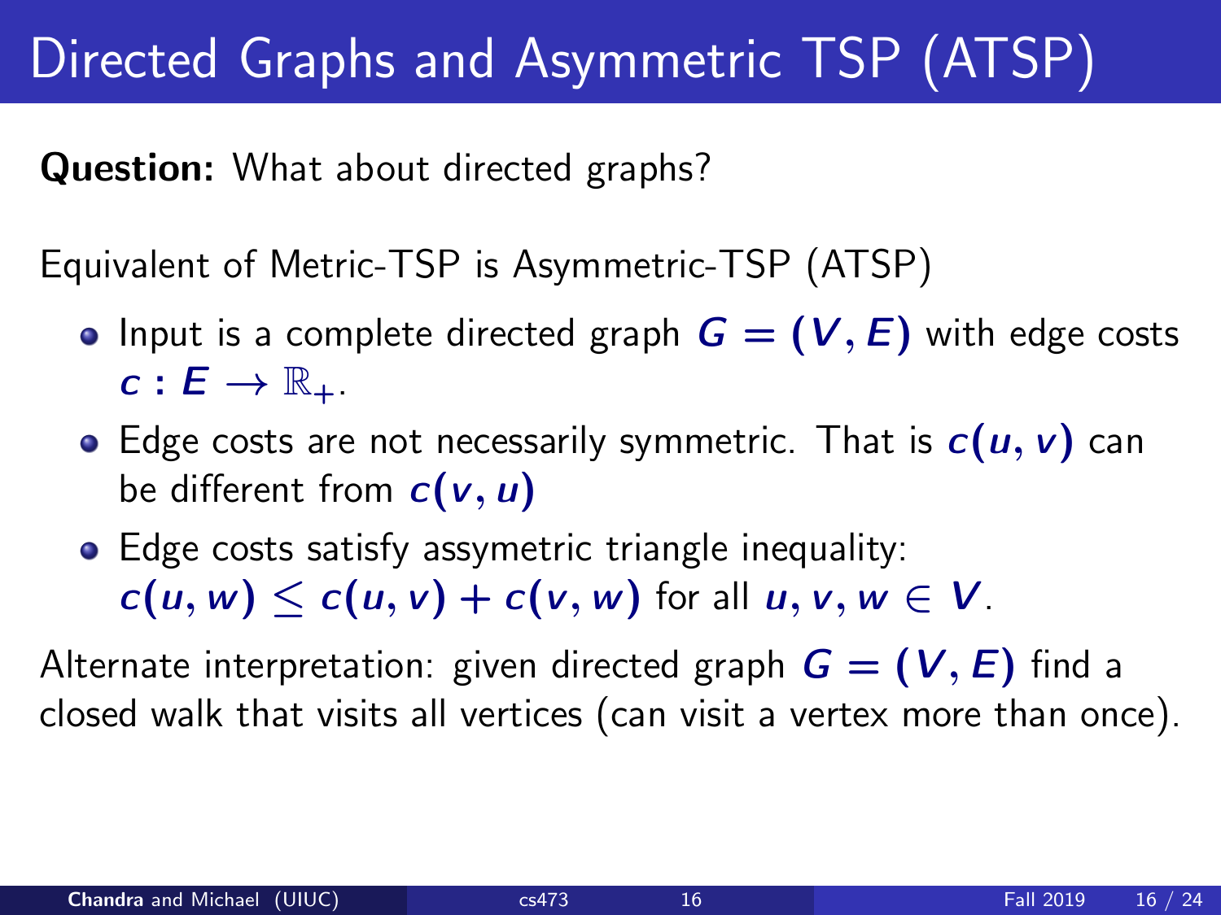# Directed Graphs and Asymmetric TSP (ATSP)

**Question:** What about directed graphs?

Equivalent of Metric-TSP is Asymmetric-TSP (ATSP)

- Input is a complete directed graph $G = (V, E)$ with edge costs $c : E \to \mathbb{R}_+$.
- Edge costs are not necessarily symmetric. That is $c(u, v)$ can be different from $c(v, u)$
- Edge costs satisfy assymetric triangle inequality: $c(u, w) \le c(u, v) + c(v, w)$ for all $u, v, w \in V$.

Alternate interpretation: given directed graph $G = (V, E)$ find a closed walk that visits all vertices (can visit a vertex more than once).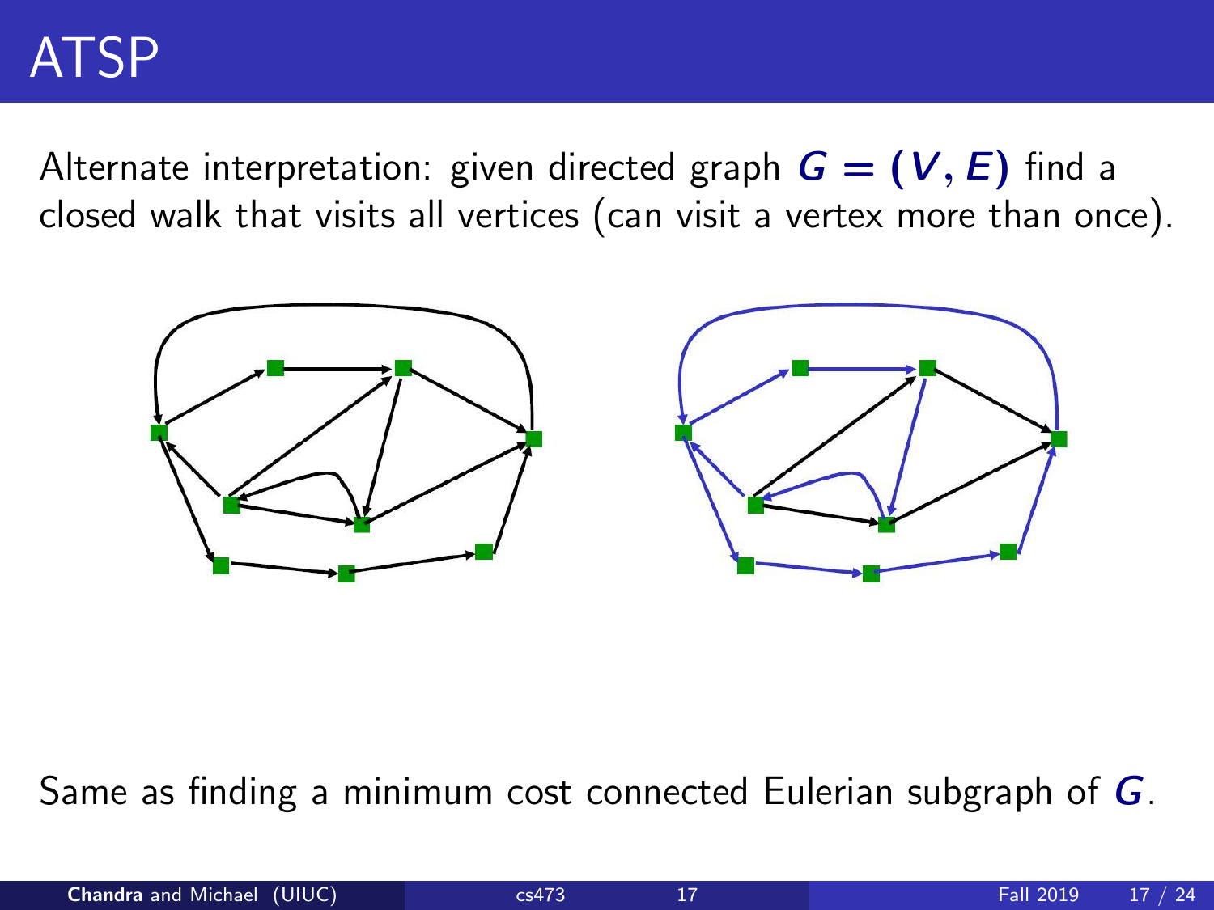# ATSP

Alternate interpretation: given directed graph $G = (V, E)$ find a closed walk that visits all vertices (can visit a vertex more than once).

Same as finding a minimum cost connected Eulerian subgraph of $G$.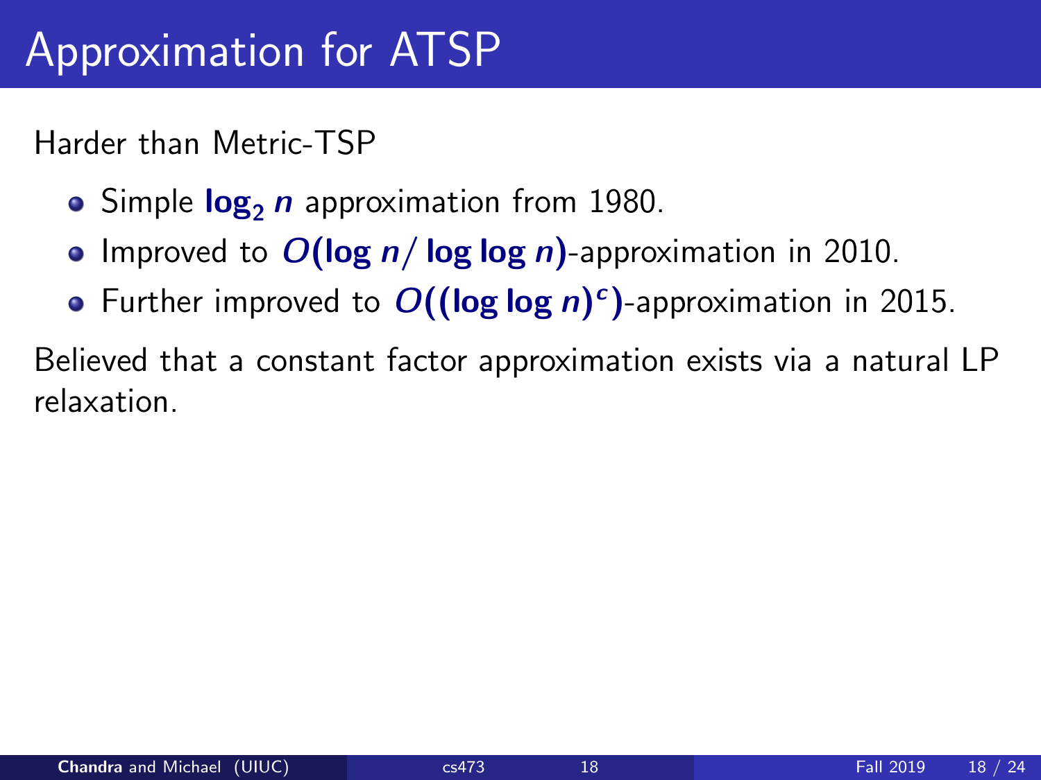# Approximation for ATSP

Harder than Metric-TSP

- Simple $\log_2 n$ approximation from 1980.
- Improved to $O(\log n / \log \log n)$-approximation in 2010.
- Further improved to $O((\log \log n)^c)$-approximation in 2015.

Believed that a constant factor approximation exists via a natural LP relaxation.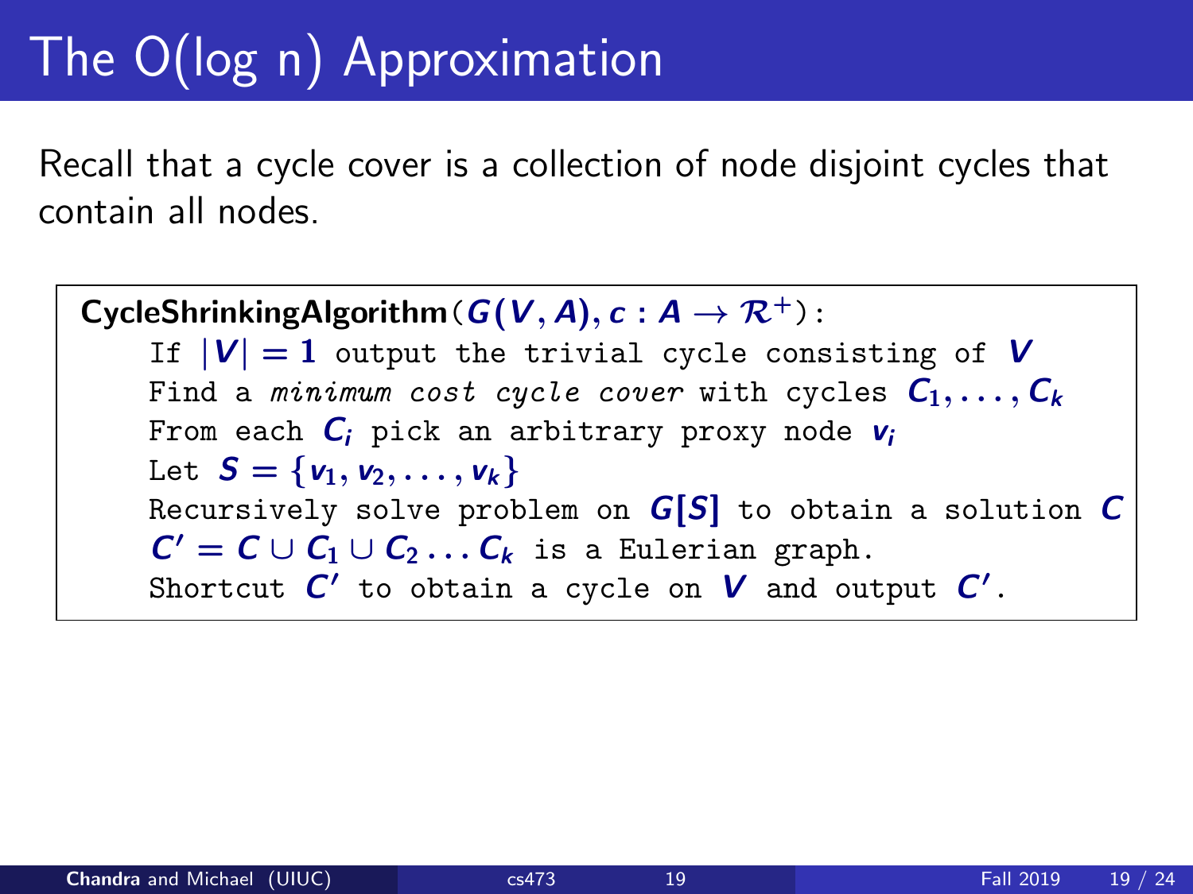# The O(log n) Approximation

Recall that a cycle cover is a collection of node disjoint cycles that contain all nodes.

**CycleShrinkingAlgorithm**($G(V, A), c : A \to \mathcal{R}^+$):

- If $|V| = 1$ output the trivial cycle consisting of $V$
- Find a *minimum cost cycle cover* with cycles $C_1, \ldots, C_k$
- From each $C_i$ pick an arbitrary proxy node $v_i$
- Let $S = \{v_1, v_2, \ldots, v_k\}$
- Recursively solve problem on $G[S]$ to obtain a solution $C$
- $C' = C \cup C_1 \cup C_2 \ldots C_k$ is a Eulerian graph.
- Shortcut $C'$ to obtain a cycle on $V$ and output $C'$.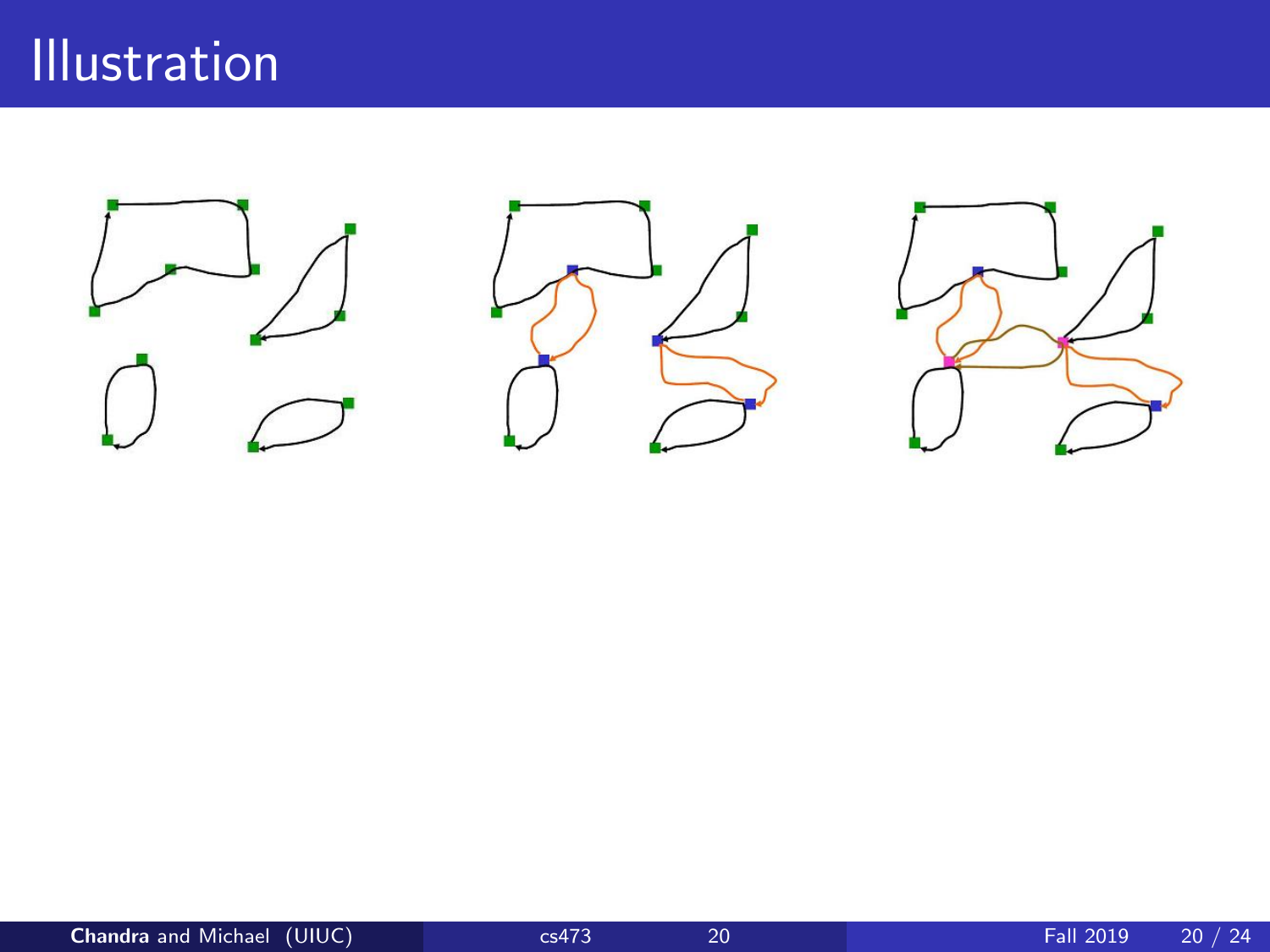# Illustration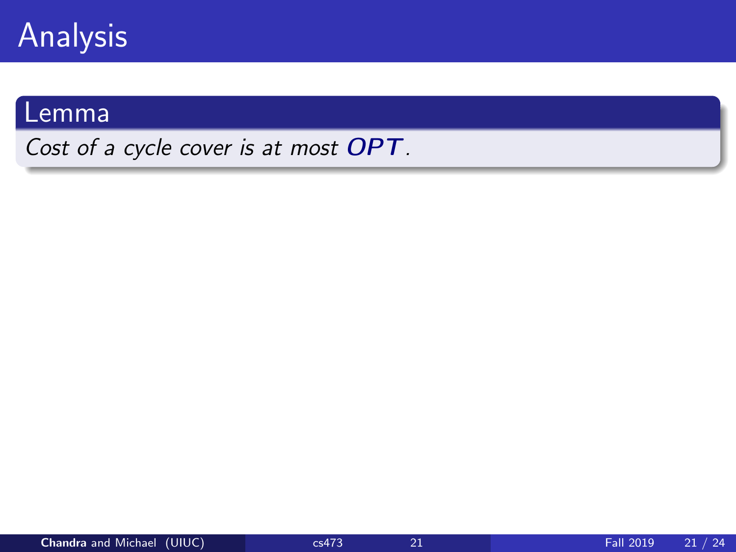# Analysis

**Lemma**

*Cost of a cycle cover is at most* $\mathbf{OPT}$.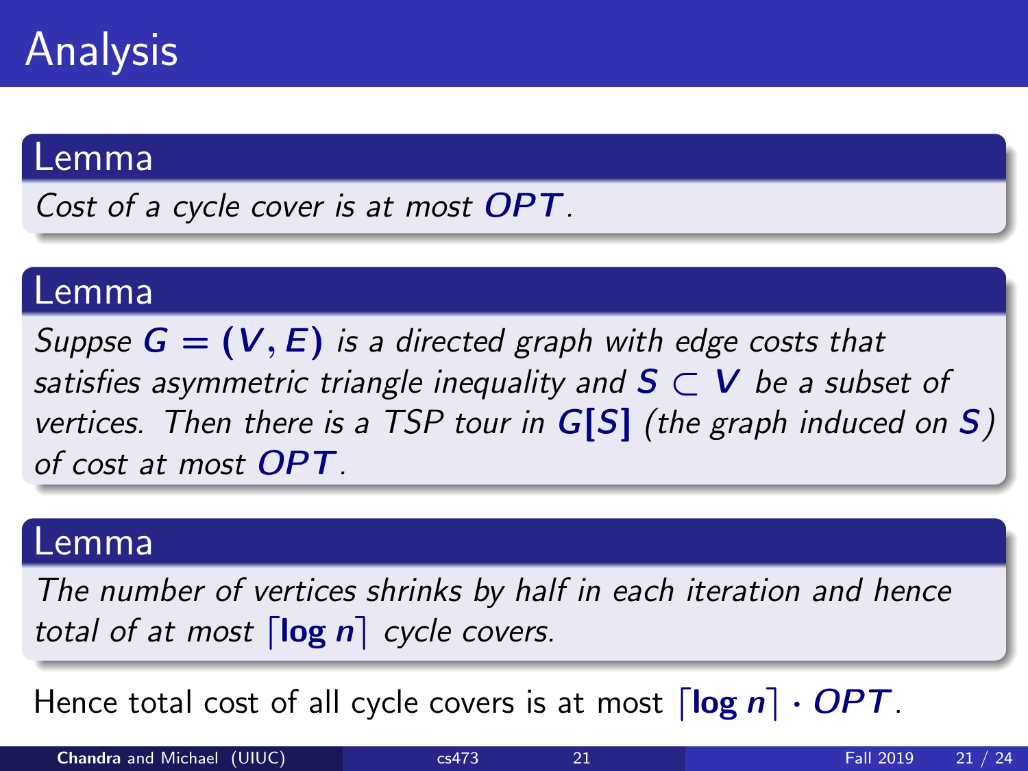# Analysis

**Lemma**

*Cost of a cycle cover is at most $OPT$.*

**Lemma**

*Suppse $G = (V, E)$ is a directed graph with edge costs that satisfies asymmetric triangle inequality and $S \subset V$ be a subset of vertices. Then there is a TSP tour in $G[S]$ (the graph induced on $S$) of cost at most $OPT$.*

**Lemma**

*The number of vertices shrinks by half in each iteration and hence total of at most $\lceil \log n \rceil$ cycle covers.*

Hence total cost of all cycle covers is at most $\lceil \log n \rceil \cdot OPT$.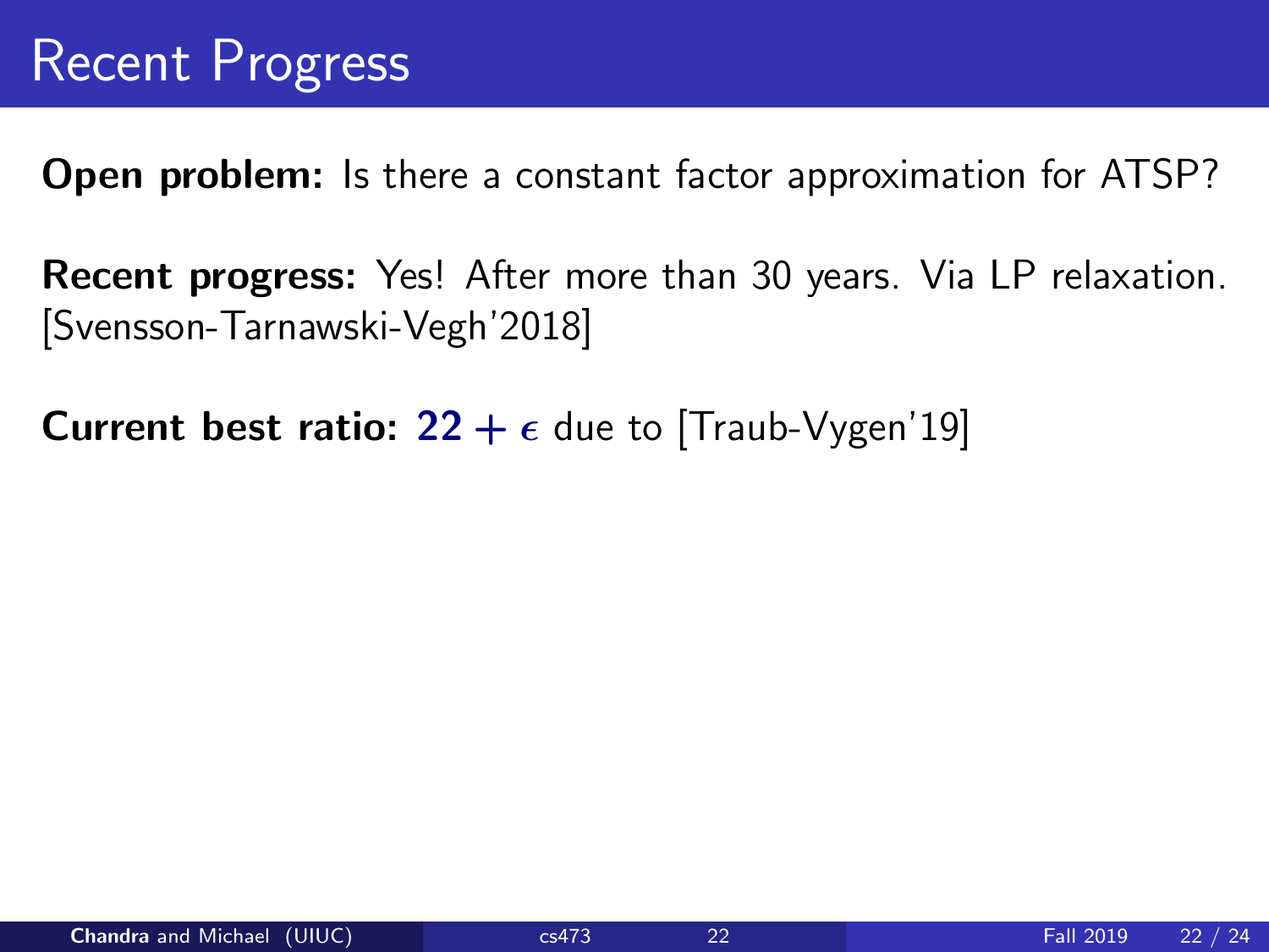# Recent Progress

**Open problem:** Is there a constant factor approximation for ATSP?

**Recent progress:** Yes! After more than 30 years. Via LP relaxation. [Svensson-Tarnawski-Vegh'2018]

**Current best ratio:** $\mathbf{22} + \epsilon$ due to [Traub-Vygen'19]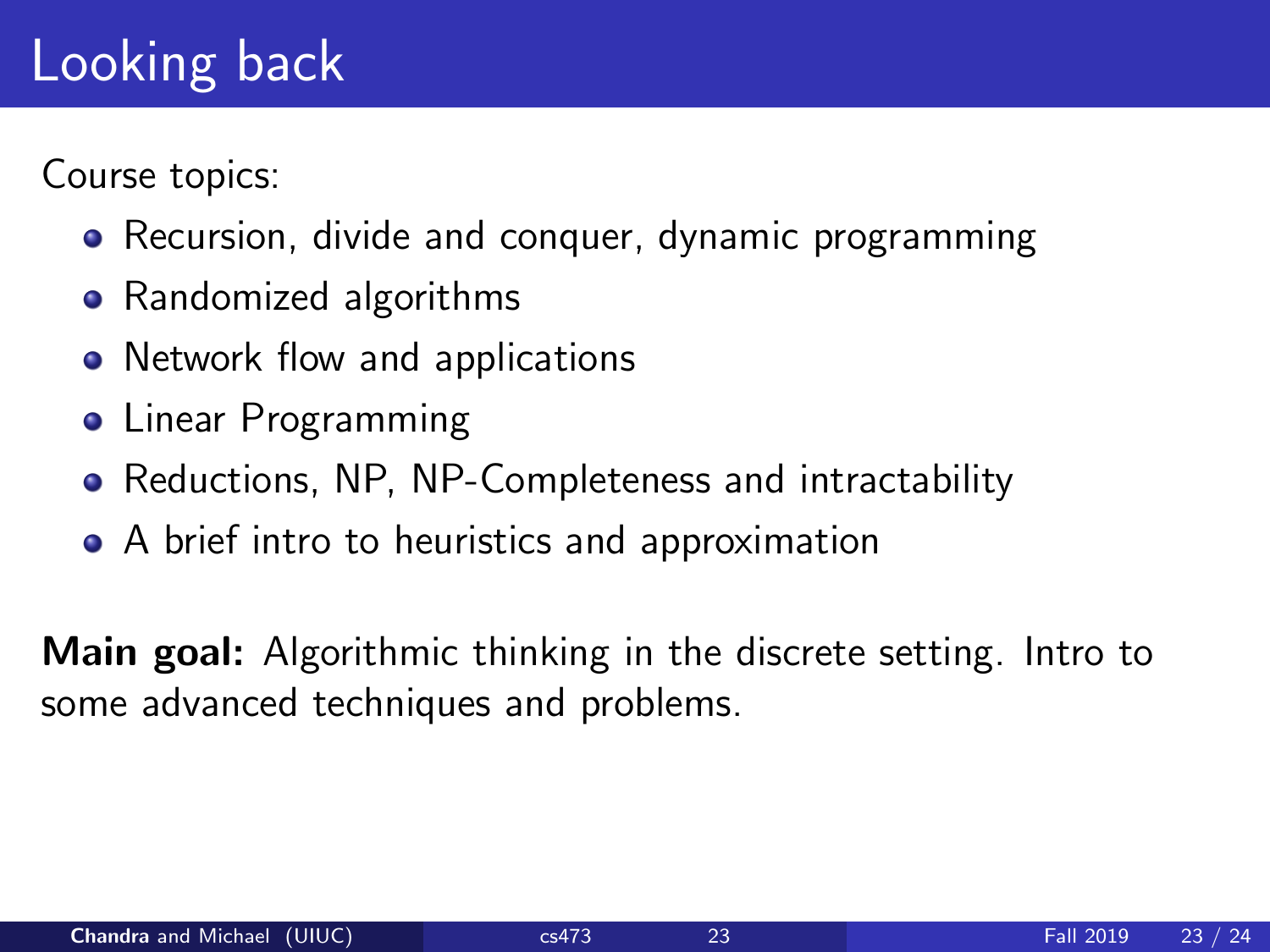# Looking back

Course topics:

- Recursion, divide and conquer, dynamic programming
- Randomized algorithms
- Network flow and applications
- Linear Programming
- Reductions, NP, NP-Completeness and intractability
- A brief intro to heuristics and approximation

**Main goal:** Algorithmic thinking in the discrete setting. Intro to some advanced techniques and problems.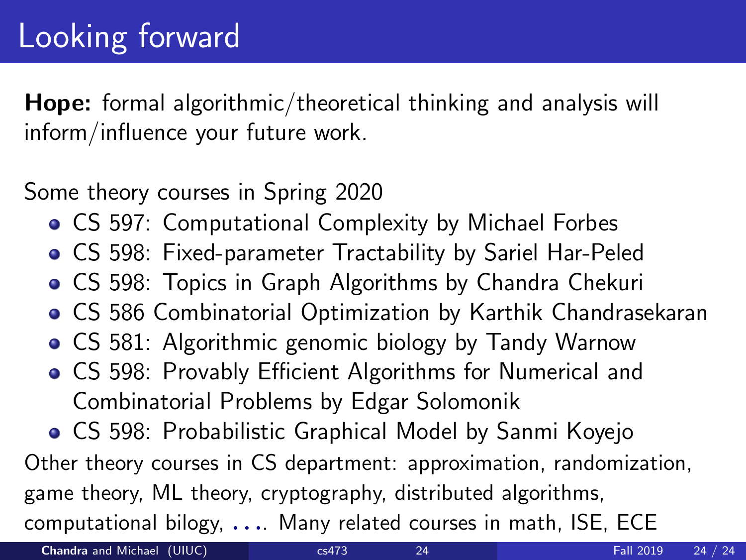# Looking forward

**Hope:** formal algorithmic/theoretical thinking and analysis will inform/influence your future work.

Some theory courses in Spring 2020

- CS 597: Computational Complexity by Michael Forbes
- CS 598: Fixed-parameter Tractability by Sariel Har-Peled
- CS 598: Topics in Graph Algorithms by Chandra Chekuri
- CS 586 Combinatorial Optimization by Karthik Chandrasekaran
- CS 581: Algorithmic genomic biology by Tandy Warnow
- CS 598: Provably Efficient Algorithms for Numerical and Combinatorial Problems by Edgar Solomonik
- CS 598: Probabilistic Graphical Model by Sanmi Koyejo

Other theory courses in CS department: approximation, randomization, game theory, ML theory, cryptography, distributed algorithms, computational bilogy, . . . . Many related courses in math, ISE, ECE